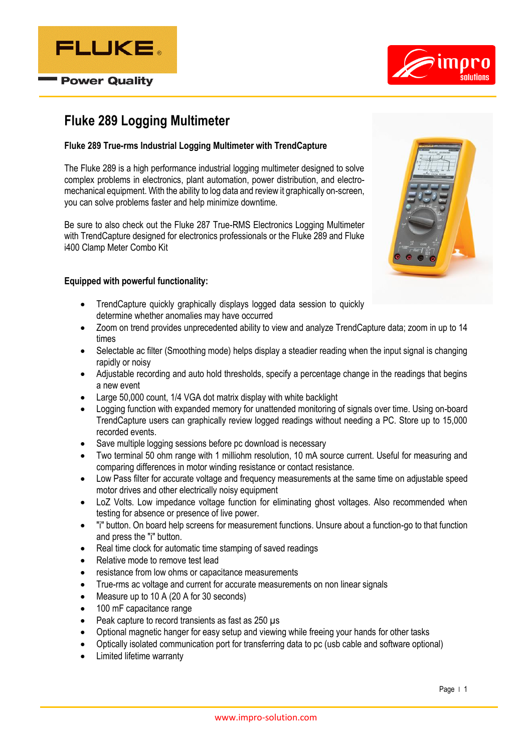# Fluke 289 Logging Multimeter

**Fluke 289 True-rms Industrial Logging Multimeter with TrendCapture**

The Fluke 289 is a high performance industrial logging multimeter designed to solve complex problems in electronics, plant automation, power distribution, and electro-mechanical equipment. With the ability to log data and review it graphically on-screen, you can solve problems faster and help minimize downtime.

Be sure to also check out the Fluke 287 True-RMS Electronics Logging Multimeter with TrendCapture designed for electronics professionals or the Fluke 289 and Fluke i400 Clamp Meter Combo Kit

**Equipped with powerful functionality:**

- TrendCapture quickly graphically displays logged data session to quickly determine whether anomalies may have occurred
- Zoom on trend provides unprecedented ability to view and analyze TrendCapture data; zoom in up to 14 times
- Selectable ac filter (Smoothing mode) helps display a steadier reading when the input signal is changing rapidly or noisy
- Adjustable recording and auto hold thresholds, specify a percentage change in the readings that begins a new event
- Large 50,000 count, 1/4 VGA dot matrix display with white backlight
- Logging function with expanded memory for unattended monitoring of signals over time. Using on-board TrendCapture users can graphically review logged readings without needing a PC. Store up to 15,000 recorded events.
- Save multiple logging sessions before pc download is necessary
- Two terminal 50 ohm range with 1 milliohm resolution, 10 mA source current. Useful for measuring and comparing differences in motor winding resistance or contact resistance.
- Low Pass filter for accurate voltage and frequency measurements at the same time on adjustable speed motor drives and other electrically noisy equipment
- LoZ Volts. Low impedance voltage function for eliminating ghost voltages. Also recommended when testing for absence or presence of live power.
- "i" button. On board help screens for measurement functions. Unsure about a function-go to that function and press the "i" button.
- Real time clock for automatic time stamping of saved readings
- Relative mode to remove test lead
- resistance from low ohms or capacitance measurements
- True-rms ac voltage and current for accurate measurements on non linear signals
- Measure up to 10 A (20 A for 30 seconds)
- 100 mF capacitance range
- Peak capture to record transients as fast as 250 µs
- Optional magnetic hanger for easy setup and viewing while freeing your hands for other tasks
- Optically isolated communication port for transferring data to pc (usb cable and software optional)
- Limited lifetime warranty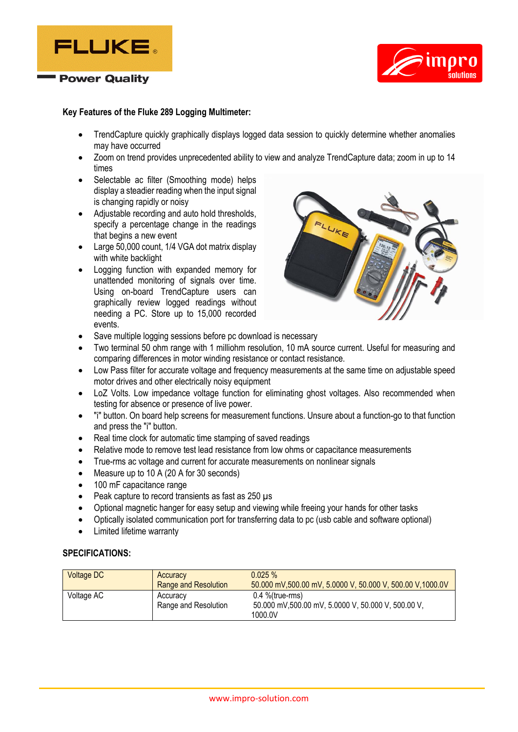**Key Features of the Fluke 289 Logging Multimeter:**

- TrendCapture quickly graphically displays logged data session to quickly determine whether anomalies may have occurred
- Zoom on trend provides unprecedented ability to view and analyze TrendCapture data; zoom in up to 14 times
- Selectable ac filter (Smoothing mode) helps display a steadier reading when the input signal is changing rapidly or noisy
- Adjustable recording and auto hold thresholds, specify a percentage change in the readings that begins a new event
- Large 50,000 count, 1/4 VGA dot matrix display with white backlight
- Logging function with expanded memory for unattended monitoring of signals over time. Using on-board TrendCapture users can graphically review logged readings without needing a PC. Store up to 15,000 recorded events.
- Save multiple logging sessions before pc download is necessary
- Two terminal 50 ohm range with 1 milliohm resolution, 10 mA source current. Useful for measuring and comparing differences in motor winding resistance or contact resistance.
- Low Pass filter for accurate voltage and frequency measurements at the same time on adjustable speed motor drives and other electrically noisy equipment
- LoZ Volts. Low impedance voltage function for eliminating ghost voltages. Also recommended when testing for absence or presence of live power.
- "i" button. On board help screens for measurement functions. Unsure about a function-go to that function and press the "i" button.
- Real time clock for automatic time stamping of saved readings
- Relative mode to remove test lead resistance from low ohms or capacitance measurements
- True-rms ac voltage and current for accurate measurements on nonlinear signals
- Measure up to 10 A (20 A for 30 seconds)
- 100 mF capacitance range
- Peak capture to record transients as fast as 250 µs
- Optional magnetic hanger for easy setup and viewing while freeing your hands for other tasks
- Optically isolated communication port for transferring data to pc (usb cable and software optional)
- Limited lifetime warranty

**SPECIFICATIONS:**

| | | |
|---|---|---|
| Voltage DC | Accuracy<br>Range and Resolution | 0.025 %<br>50.000 mV,500.00 mV, 5.0000 V, 50.000 V, 500.00 V,1000.0V |
| Voltage AC | Accuracy<br>Range and Resolution | 0.4 %(true-rms)<br>50.000 mV,500.00 mV, 5.0000 V, 50.000 V, 500.00 V, 1000.0V |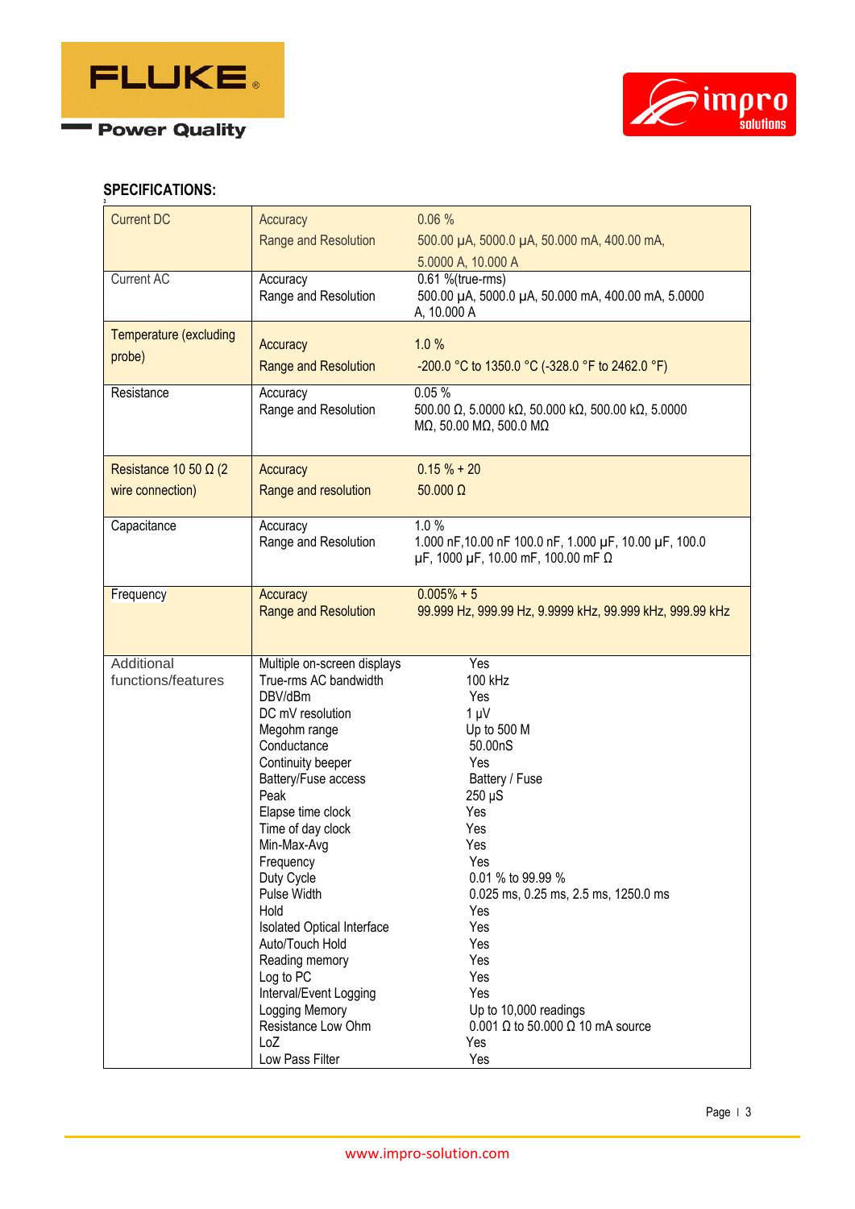## SPECIFICATIONS:

| | | |
|---|---|---|
| Current DC | Accuracy<br>Range and Resolution | 0.06 %<br>500.00 µA, 5000.0 µA, 50.000 mA, 400.00 mA, 5.0000 A, 10.000 A |
| Current AC | Accuracy<br>Range and Resolution | 0.61 %(true-rms)<br>500.00 µA, 5000.0 µA, 50.000 mA, 400.00 mA, 5.0000 A, 10.000 A |
| Temperature (excluding probe) | Accuracy<br>Range and Resolution | 1.0 %<br>-200.0 °C to 1350.0 °C (-328.0 °F to 2462.0 °F) |
| Resistance | Accuracy<br>Range and Resolution | 0.05 %<br>500.00 Ω, 5.0000 kΩ, 50.000 kΩ, 500.00 kΩ, 5.0000 MΩ, 50.00 MΩ, 500.0 MΩ |
| Resistance 10 50 Ω (2 wire connection) | Accuracy<br>Range and resolution | 0.15 % + 20<br>50.000 Ω |
| Capacitance | Accuracy<br>Range and Resolution | 1.0 %<br>1.000 nF,10.00 nF 100.0 nF, 1.000 µF, 10.00 µF, 100.0 µF, 1000 µF, 10.00 mF, 100.00 mF Ω |
| Frequency | Accuracy<br>Range and Resolution | 0.005% + 5<br>99.999 Hz, 999.99 Hz, 9.9999 kHz, 99.999 kHz, 999.99 kHz |
| Additional functions/features | Multiple on-screen displays<br>True-rms AC bandwidth<br>DBV/dBm<br>DC mV resolution<br>Megohm range<br>Conductance<br>Continuity beeper<br>Battery/Fuse access<br>Peak<br>Elapse time clock<br>Time of day clock<br>Min-Max-Avg<br>Frequency<br>Duty Cycle<br>Pulse Width<br>Hold<br>Isolated Optical Interface<br>Auto/Touch Hold<br>Reading memory<br>Log to PC<br>Interval/Event Logging<br>Logging Memory<br>Resistance Low Ohm<br>LoZ<br>Low Pass Filter | Yes<br>100 kHz<br>Yes<br>1 µV<br>Up to 500 M<br>50.00nS<br>Yes<br>Battery / Fuse<br>250 µS<br>Yes<br>Yes<br>Yes<br>Yes<br>0.01 % to 99.99 %<br>0.025 ms, 0.25 ms, 2.5 ms, 1250.0 ms<br>Yes<br>Yes<br>Yes<br>Yes<br>Yes<br>Yes<br>Up to 10,000 readings<br>0.001 Ω to 50.000 Ω 10 mA source<br>Yes<br>Yes |

www.impro-solution.com